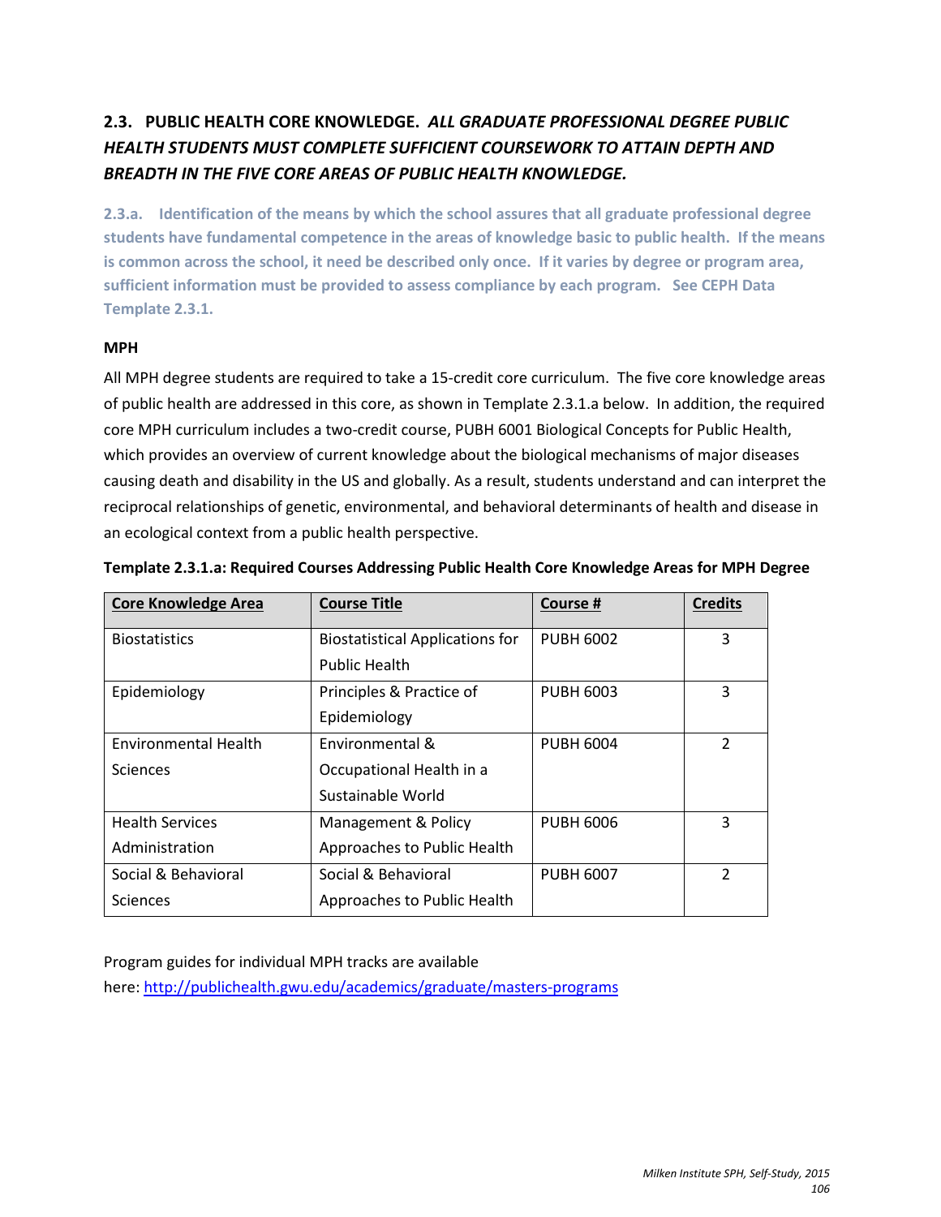## 2.3. PUBLIC HEALTH CORE KNOWLEDGE. *ALL GRADUATE PROFESSIONAL DEGREE PUBLIC HEALTH STUDENTS MUST COMPLETE SUFFICIENT COURSEWORK TO ATTAIN DEPTH AND BREADTH IN THE FIVE CORE AREAS OF PUBLIC HEALTH KNOWLEDGE.*

**2.3.a. Identification of the means by which the school assures that all graduate professional degree students have fundamental competence in the areas of knowledge basic to public health. If the means is common across the school, it need be described only once. If it varies by degree or program area, sufficient information must be provided to assess compliance by each program. See CEPH Data Template 2.3.1.**

**MPH**

All MPH degree students are required to take a 15-credit core curriculum. The five core knowledge areas of public health are addressed in this core, as shown in Template 2.3.1.a below. In addition, the required core MPH curriculum includes a two-credit course, PUBH 6001 Biological Concepts for Public Health, which provides an overview of current knowledge about the biological mechanisms of major diseases causing death and disability in the US and globally. As a result, students understand and can interpret the reciprocal relationships of genetic, environmental, and behavioral determinants of health and disease in an ecological context from a public health perspective.

**Template 2.3.1.a: Required Courses Addressing Public Health Core Knowledge Areas for MPH Degree**

| Core Knowledge Area | Course Title | Course # | Credits |
|---|---|---|---|
| Biostatistics | Biostatistical Applications for Public Health | PUBH 6002 | 3 |
| Epidemiology | Principles & Practice of Epidemiology | PUBH 6003 | 3 |
| Environmental Health Sciences | Environmental & Occupational Health in a Sustainable World | PUBH 6004 | 2 |
| Health Services Administration | Management & Policy Approaches to Public Health | PUBH 6006 | 3 |
| Social & Behavioral Sciences | Social & Behavioral Approaches to Public Health | PUBH 6007 | 2 |

Program guides for individual MPH tracks are available here: http://publichealth.gwu.edu/academics/graduate/masters-programs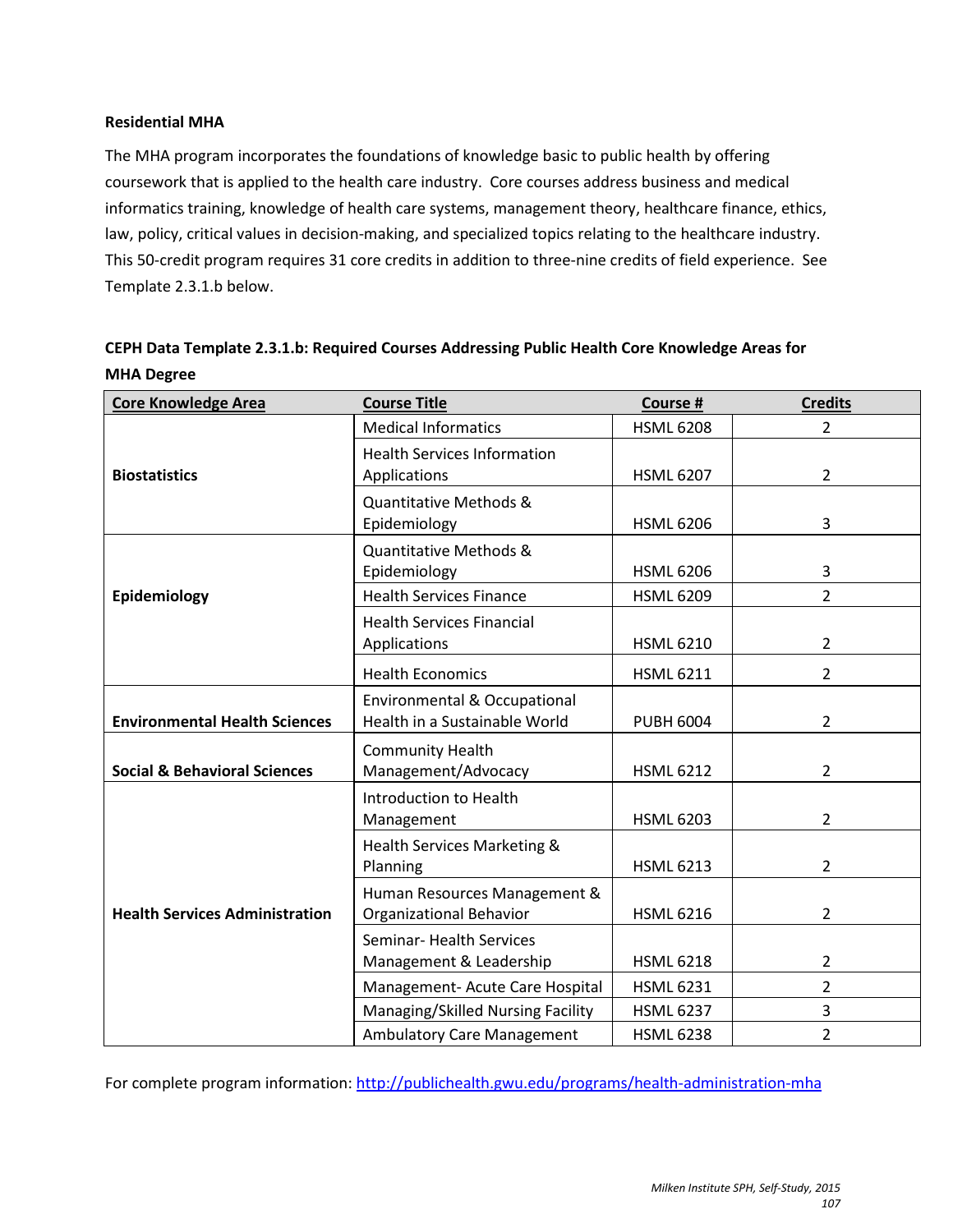**Residential MHA**

The MHA program incorporates the foundations of knowledge basic to public health by offering coursework that is applied to the health care industry. Core courses address business and medical informatics training, knowledge of health care systems, management theory, healthcare finance, ethics, law, policy, critical values in decision-making, and specialized topics relating to the healthcare industry. This 50-credit program requires 31 core credits in addition to three-nine credits of field experience. See Template 2.3.1.b below.

**CEPH Data Template 2.3.1.b: Required Courses Addressing Public Health Core Knowledge Areas for MHA Degree**

| Core Knowledge Area | Course Title | Course # | Credits |
|---|---|---|---|
| **Biostatistics** | Medical Informatics | HSML 6208 | 2 |
| | Health Services Information Applications | HSML 6207 | 2 |
| | Quantitative Methods & Epidemiology | HSML 6206 | 3 |
| **Epidemiology** | Quantitative Methods & Epidemiology | HSML 6206 | 3 |
| | Health Services Finance | HSML 6209 | 2 |
| | Health Services Financial Applications | HSML 6210 | 2 |
| | Health Economics | HSML 6211 | 2 |
| **Environmental Health Sciences** | Environmental & Occupational Health in a Sustainable World | PUBH 6004 | 2 |
| **Social & Behavioral Sciences** | Community Health Management/Advocacy | HSML 6212 | 2 |
| **Health Services Administration** | Introduction to Health Management | HSML 6203 | 2 |
| | Health Services Marketing & Planning | HSML 6213 | 2 |
| | Human Resources Management & Organizational Behavior | HSML 6216 | 2 |
| | Seminar- Health Services Management & Leadership | HSML 6218 | 2 |
| | Management- Acute Care Hospital | HSML 6231 | 2 |
| | Managing/Skilled Nursing Facility | HSML 6237 | 3 |
| | Ambulatory Care Management | HSML 6238 | 2 |

For complete program information: http://publichealth.gwu.edu/programs/health-administration-mha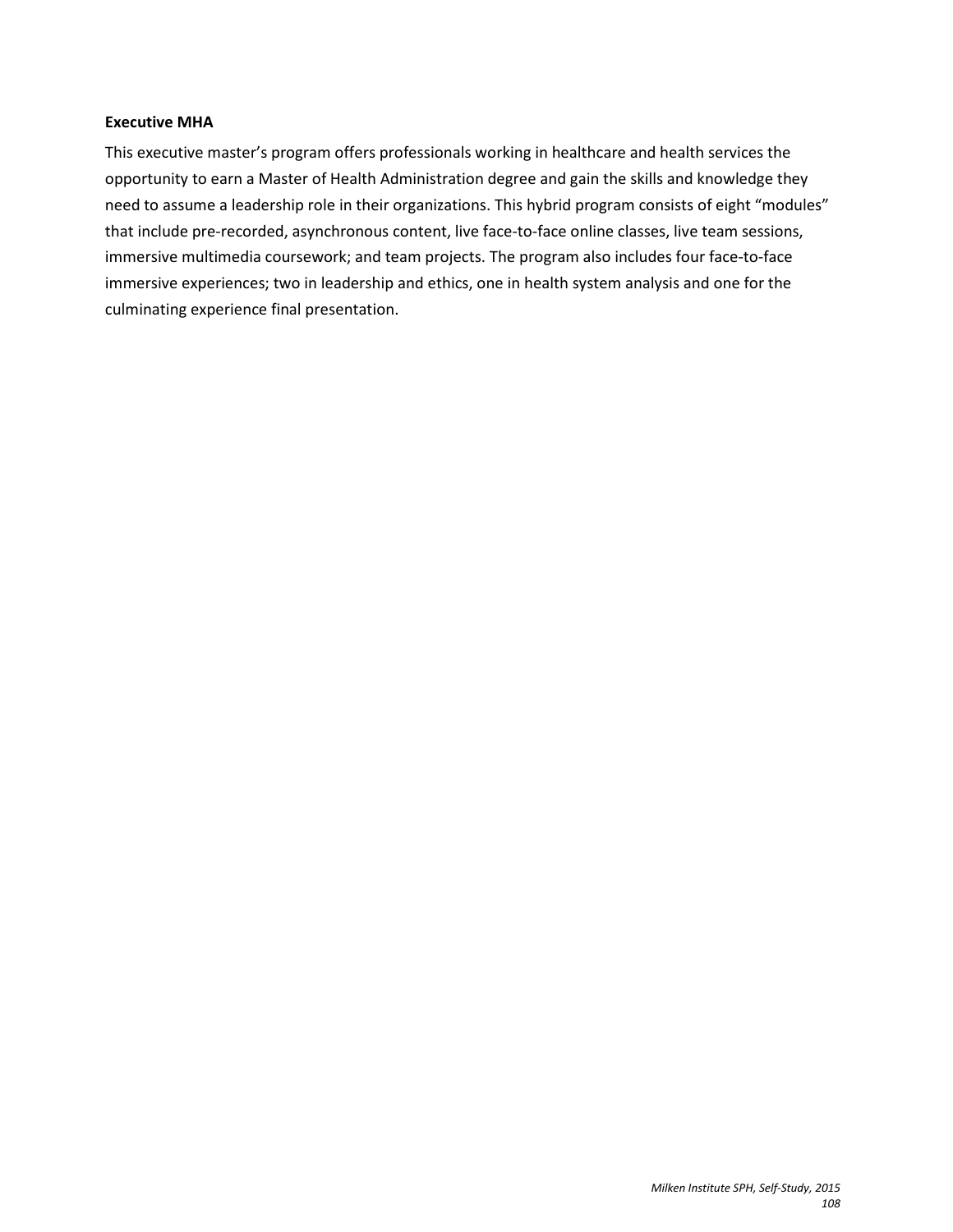**Executive MHA**

This executive master's program offers professionals working in healthcare and health services the opportunity to earn a Master of Health Administration degree and gain the skills and knowledge they need to assume a leadership role in their organizations. This hybrid program consists of eight "modules" that include pre-recorded, asynchronous content, live face-to-face online classes, live team sessions, immersive multimedia coursework; and team projects. The program also includes four face-to-face immersive experiences; two in leadership and ethics, one in health system analysis and one for the culminating experience final presentation.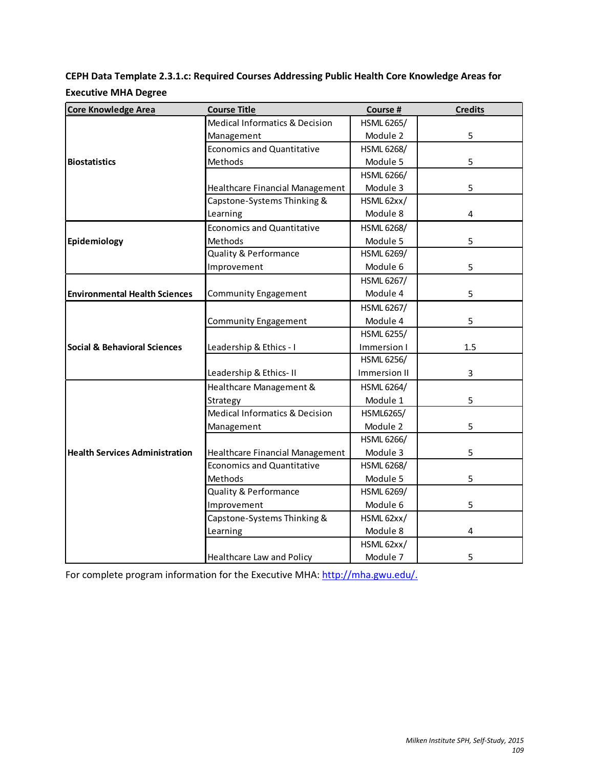**CEPH Data Template 2.3.1.c: Required Courses Addressing Public Health Core Knowledge Areas for Executive MHA Degree**

| Core Knowledge Area | Course Title | Course # | Credits |
|---|---|---|---|
| Biostatistics | Medical Informatics & Decision Management | HSML 6265/ Module 2 | 5 |
| | Economics and Quantitative Methods | HSML 6268/ Module 5 | 5 |
| | Healthcare Financial Management | HSML 6266/ Module 3 | 5 |
| | Capstone-Systems Thinking & Learning | HSML 62xx/ Module 8 | 4 |
| Epidemiology | Economics and Quantitative Methods | HSML 6268/ Module 5 | 5 |
| | Quality & Performance Improvement | HSML 6269/ Module 6 | 5 |
| Environmental Health Sciences | Community Engagement | HSML 6267/ Module 4 | 5 |
| Social & Behavioral Sciences | Community Engagement | HSML 6267/ Module 4 | 5 |
| | Leadership & Ethics - I | HSML 6255/ Immersion I | 1.5 |
| | Leadership & Ethics- II | HSML 6256/ Immersion II | 3 |
| Health Services Administration | Healthcare Management & Strategy | HSML 6264/ Module 1 | 5 |
| | Medical Informatics & Decision Management | HSML6265/ Module 2 | 5 |
| | Healthcare Financial Management | HSML 6266/ Module 3 | 5 |
| | Economics and Quantitative Methods | HSML 6268/ Module 5 | 5 |
| | Quality & Performance Improvement | HSML 6269/ Module 6 | 5 |
| | Capstone-Systems Thinking & Learning | HSML 62xx/ Module 8 | 4 |
| | Healthcare Law and Policy | HSML 62xx/ Module 7 | 5 |

For complete program information for the Executive MHA: http://mha.gwu.edu/.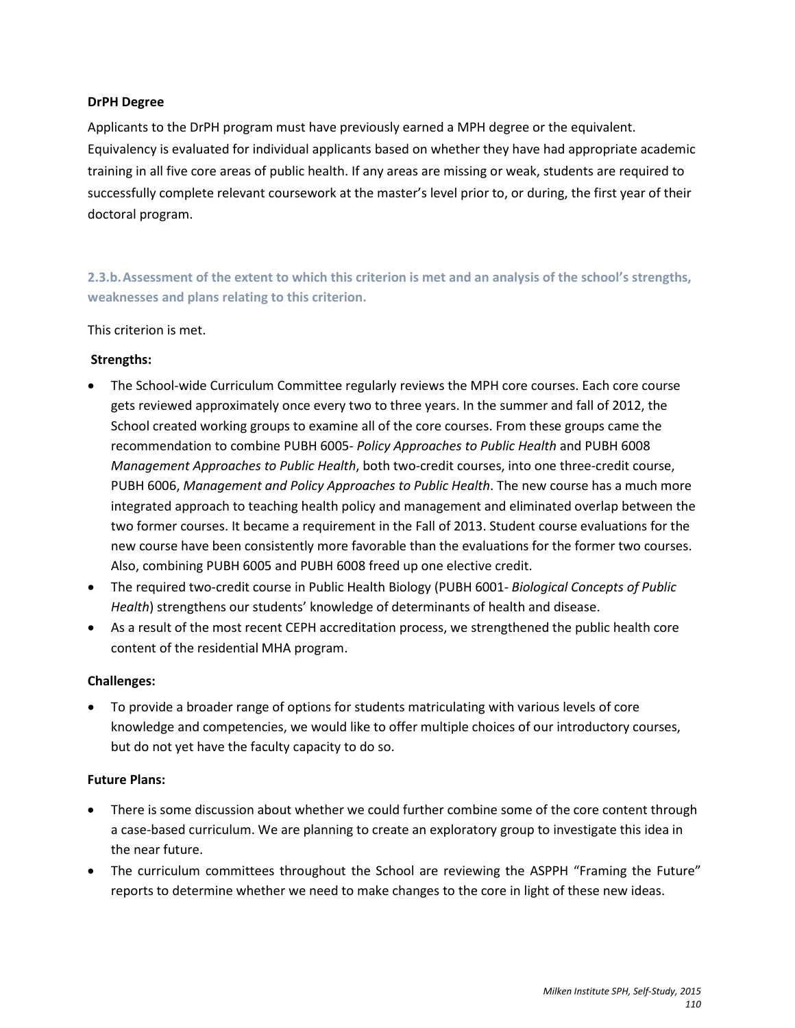**DrPH Degree**

Applicants to the DrPH program must have previously earned a MPH degree or the equivalent. Equivalency is evaluated for individual applicants based on whether they have had appropriate academic training in all five core areas of public health. If any areas are missing or weak, students are required to successfully complete relevant coursework at the master's level prior to, or during, the first year of their doctoral program.

### 2.3.b. Assessment of the extent to which this criterion is met and an analysis of the school's strengths, weaknesses and plans relating to this criterion.

This criterion is met.

**Strengths:**

- The School-wide Curriculum Committee regularly reviews the MPH core courses. Each core course gets reviewed approximately once every two to three years. In the summer and fall of 2012, the School created working groups to examine all of the core courses. From these groups came the recommendation to combine PUBH 6005- *Policy Approaches to Public Health* and PUBH 6008 *Management Approaches to Public Health*, both two-credit courses, into one three-credit course, PUBH 6006, *Management and Policy Approaches to Public Health*. The new course has a much more integrated approach to teaching health policy and management and eliminated overlap between the two former courses. It became a requirement in the Fall of 2013. Student course evaluations for the new course have been consistently more favorable than the evaluations for the former two courses. Also, combining PUBH 6005 and PUBH 6008 freed up one elective credit.
- The required two-credit course in Public Health Biology (PUBH 6001- *Biological Concepts of Public Health*) strengthens our students' knowledge of determinants of health and disease.
- As a result of the most recent CEPH accreditation process, we strengthened the public health core content of the residential MHA program.

**Challenges:**

- To provide a broader range of options for students matriculating with various levels of core knowledge and competencies, we would like to offer multiple choices of our introductory courses, but do not yet have the faculty capacity to do so.

**Future Plans:**

- There is some discussion about whether we could further combine some of the core content through a case-based curriculum. We are planning to create an exploratory group to investigate this idea in the near future.
- The curriculum committees throughout the School are reviewing the ASPPH "Framing the Future" reports to determine whether we need to make changes to the core in light of these new ideas.